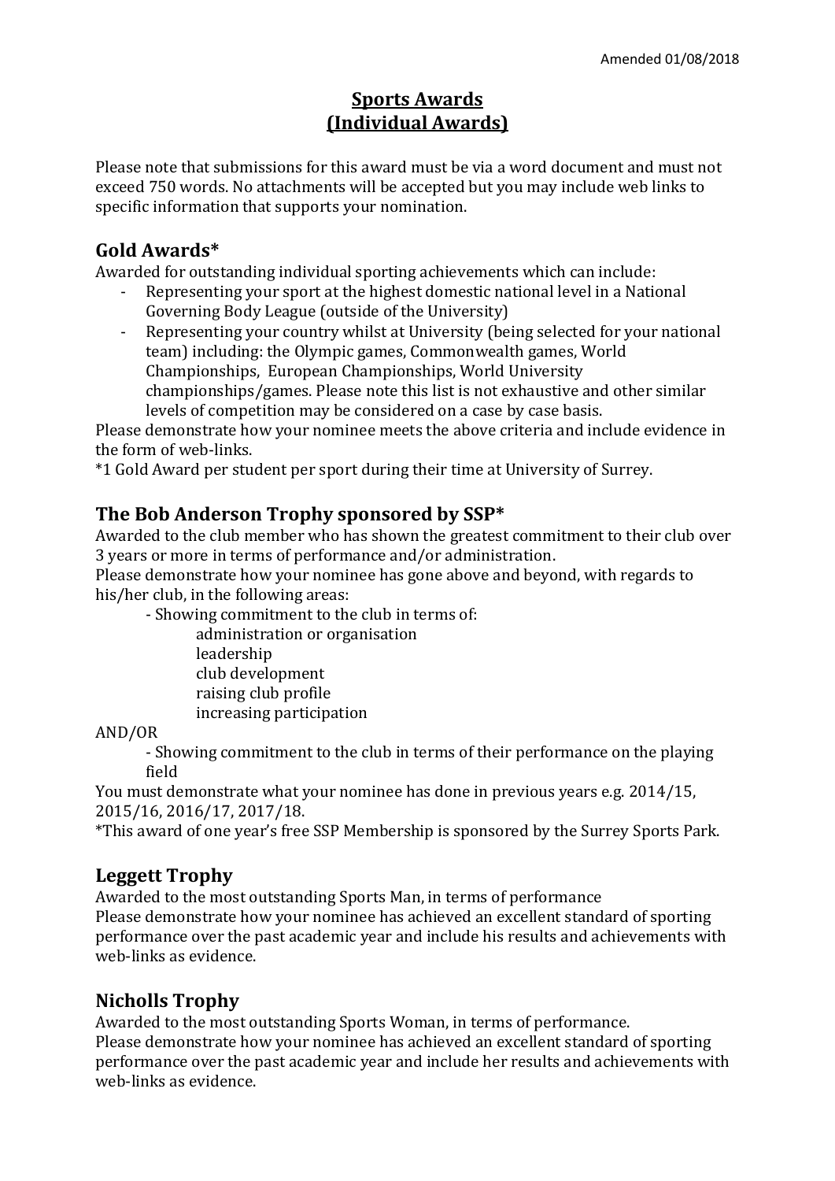Amended 01/08/2018

# Sports Awards
# (Individual Awards)

Please note that submissions for this award must be via a word document and must not exceed 750 words. No attachments will be accepted but you may include web links to specific information that supports your nomination.

## Gold Awards*

Awarded for outstanding individual sporting achievements which can include:

- Representing your sport at the highest domestic national level in a National Governing Body League (outside of the University)
- Representing your country whilst at University (being selected for your national team) including: the Olympic games, Commonwealth games, World Championships, European Championships, World University championships/games. Please note this list is not exhaustive and other similar levels of competition may be considered on a case by case basis.

Please demonstrate how your nominee meets the above criteria and include evidence in the form of web-links.

*1 Gold Award per student per sport during their time at University of Surrey.

## The Bob Anderson Trophy sponsored by SSP*

Awarded to the club member who has shown the greatest commitment to their club over 3 years or more in terms of performance and/or administration.

Please demonstrate how your nominee has gone above and beyond, with regards to his/her club, in the following areas:

- Showing commitment to the club in terms of:
  - administration or organisation
  - leadership
  - club development
  - raising club profile
  - increasing participation

AND/OR

- Showing commitment to the club in terms of their performance on the playing field

You must demonstrate what your nominee has done in previous years e.g. 2014/15, 2015/16, 2016/17, 2017/18.

*This award of one year's free SSP Membership is sponsored by the Surrey Sports Park.

## Leggett Trophy

Awarded to the most outstanding Sports Man, in terms of performance

Please demonstrate how your nominee has achieved an excellent standard of sporting performance over the past academic year and include his results and achievements with web-links as evidence.

## Nicholls Trophy

Awarded to the most outstanding Sports Woman, in terms of performance.

Please demonstrate how your nominee has achieved an excellent standard of sporting performance over the past academic year and include her results and achievements with web-links as evidence.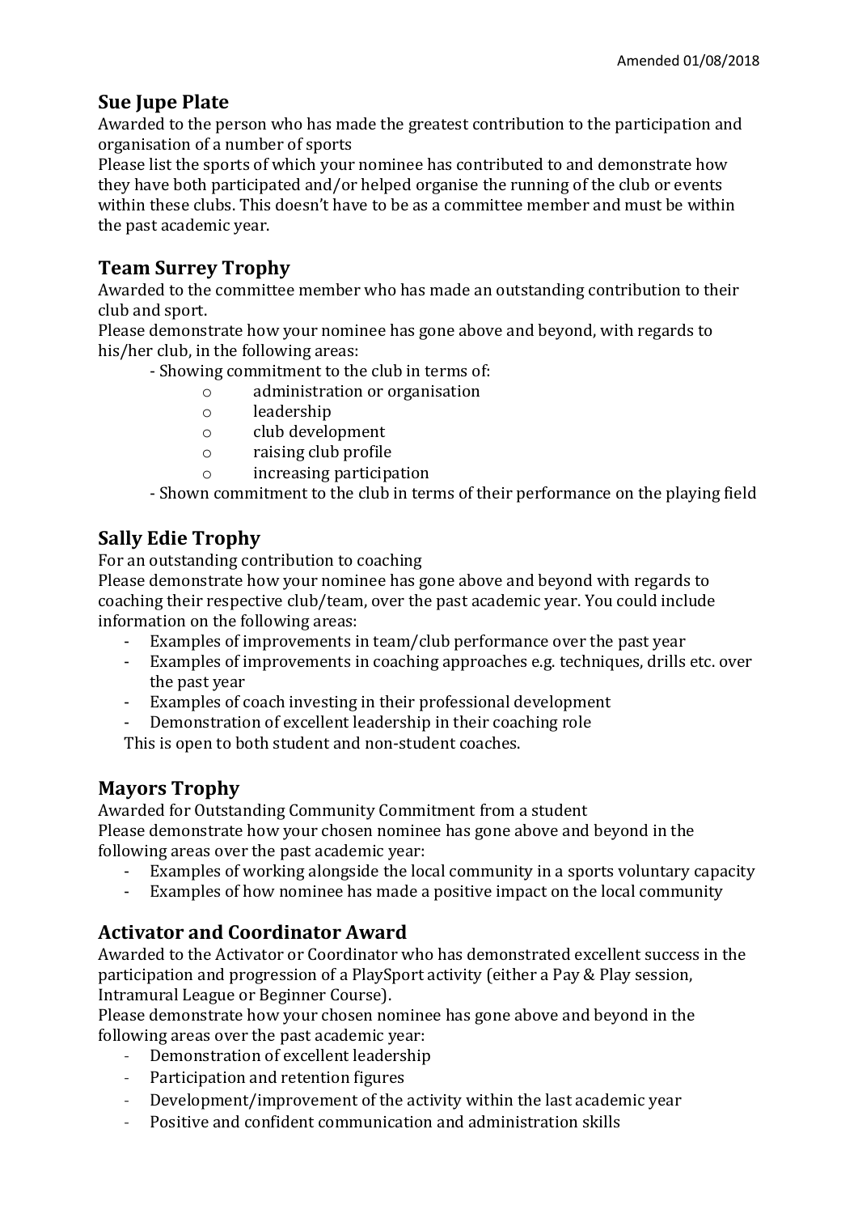Amended 01/08/2018

## Sue Jupe Plate

Awarded to the person who has made the greatest contribution to the participation and organisation of a number of sports

Please list the sports of which your nominee has contributed to and demonstrate how they have both participated and/or helped organise the running of the club or events within these clubs. This doesn't have to be as a committee member and must be within the past academic year.

## Team Surrey Trophy

Awarded to the committee member who has made an outstanding contribution to their club and sport.

Please demonstrate how your nominee has gone above and beyond, with regards to his/her club, in the following areas:

- Showing commitment to the club in terms of:
    - administration or organisation
    - leadership
    - club development
    - raising club profile
    - increasing participation
- Shown commitment to the club in terms of their performance on the playing field

## Sally Edie Trophy

For an outstanding contribution to coaching

Please demonstrate how your nominee has gone above and beyond with regards to coaching their respective club/team, over the past academic year. You could include information on the following areas:

- Examples of improvements in team/club performance over the past year
- Examples of improvements in coaching approaches e.g. techniques, drills etc. over the past year
- Examples of coach investing in their professional development
- Demonstration of excellent leadership in their coaching role

This is open to both student and non-student coaches.

## Mayors Trophy

Awarded for Outstanding Community Commitment from a student

Please demonstrate how your chosen nominee has gone above and beyond in the following areas over the past academic year:

- Examples of working alongside the local community in a sports voluntary capacity
- Examples of how nominee has made a positive impact on the local community

## Activator and Coordinator Award

Awarded to the Activator or Coordinator who has demonstrated excellent success in the participation and progression of a PlaySport activity (either a Pay & Play session, Intramural League or Beginner Course).

Please demonstrate how your chosen nominee has gone above and beyond in the following areas over the past academic year:

- Demonstration of excellent leadership
- Participation and retention figures
- Development/improvement of the activity within the last academic year
- Positive and confident communication and administration skills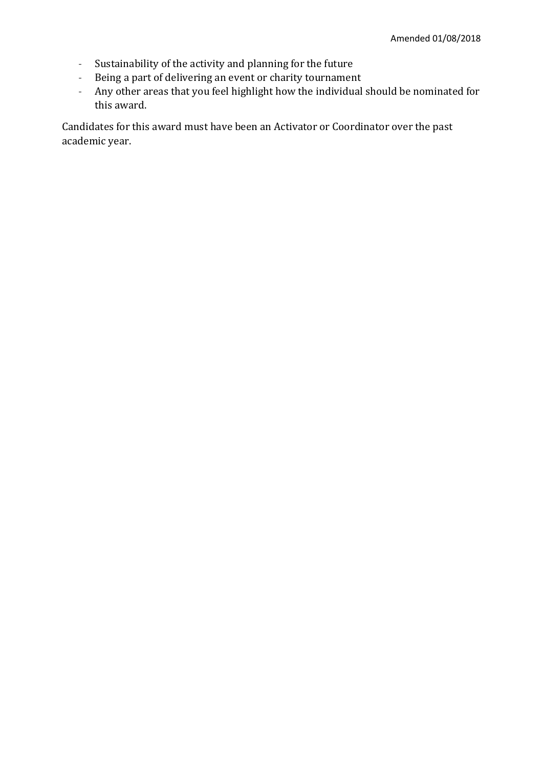- Sustainability of the activity and planning for the future
- Being a part of delivering an event or charity tournament
- Any other areas that you feel highlight how the individual should be nominated for this award.

Candidates for this award must have been an Activator or Coordinator over the past academic year.